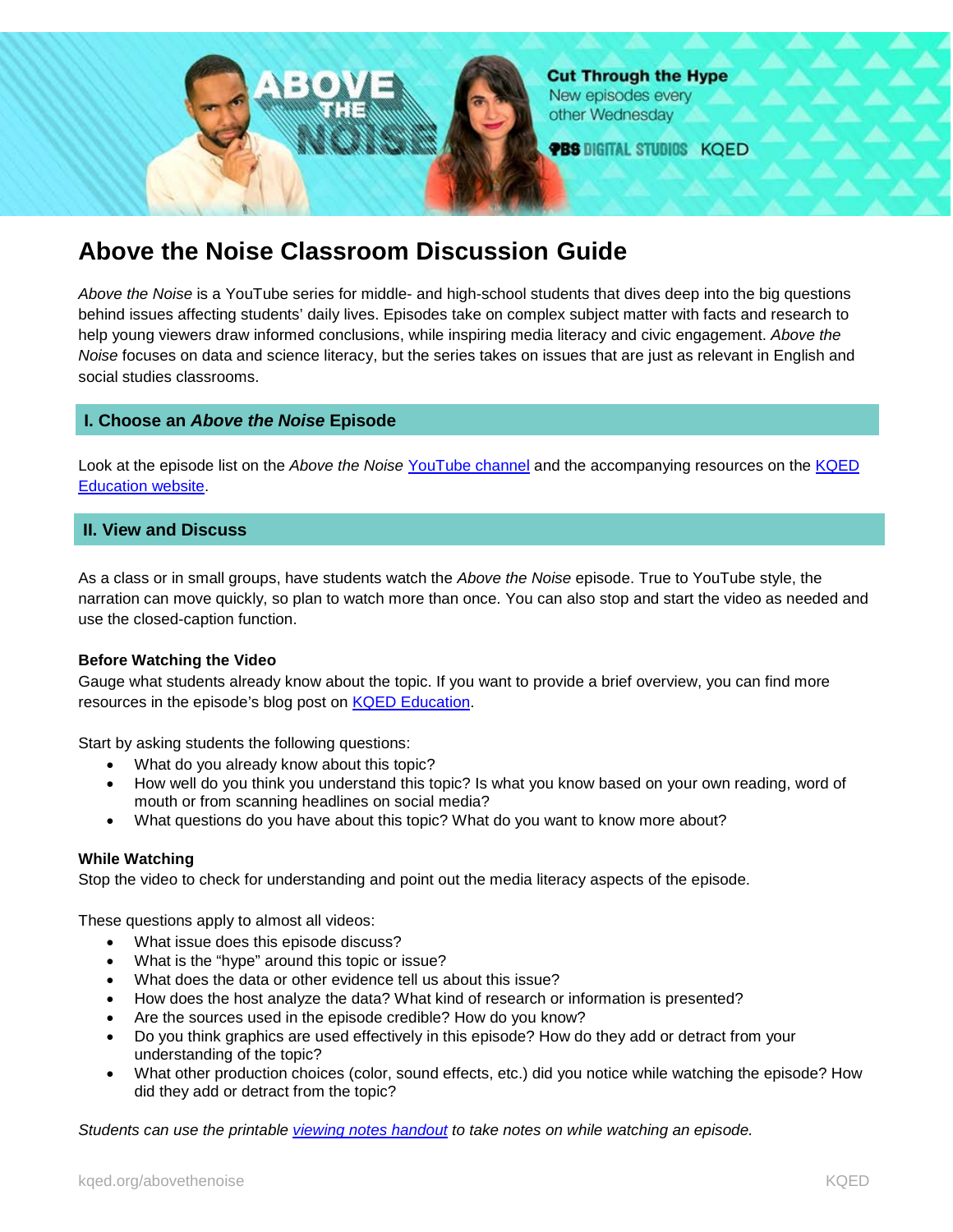Cut Through the Hype
New episodes every other Wednesday

PBS DIGITAL STUDIOS KQED

# Above the Noise Classroom Discussion Guide

*Above the Noise* is a YouTube series for middle- and high-school students that dives deep into the big questions behind issues affecting students' daily lives. Episodes take on complex subject matter with facts and research to help young viewers draw informed conclusions, while inspiring media literacy and civic engagement. *Above the Noise* focuses on data and science literacy, but the series takes on issues that are just as relevant in English and social studies classrooms.

## I. Choose an *Above the Noise* Episode

Look at the episode list on the *Above the Noise* YouTube channel and the accompanying resources on the KQED Education website.

## II. View and Discuss

As a class or in small groups, have students watch the *Above the Noise* episode. True to YouTube style, the narration can move quickly, so plan to watch more than once. You can also stop and start the video as needed and use the closed-caption function.

**Before Watching the Video**
Gauge what students already know about the topic. If you want to provide a brief overview, you can find more resources in the episode's blog post on KQED Education.

Start by asking students the following questions:

- What do you already know about this topic?
- How well do you think you understand this topic? Is what you know based on your own reading, word of mouth or from scanning headlines on social media?
- What questions do you have about this topic? What do you want to know more about?

**While Watching**
Stop the video to check for understanding and point out the media literacy aspects of the episode.

These questions apply to almost all videos:

- What issue does this episode discuss?
- What is the "hype" around this topic or issue?
- What does the data or other evidence tell us about this issue?
- How does the host analyze the data? What kind of research or information is presented?
- Are the sources used in the episode credible? How do you know?
- Do you think graphics are used effectively in this episode? How do they add or detract from your understanding of the topic?
- What other production choices (color, sound effects, etc.) did you notice while watching the episode? How did they add or detract from the topic?

*Students can use the printable viewing notes handout to take notes on while watching an episode.*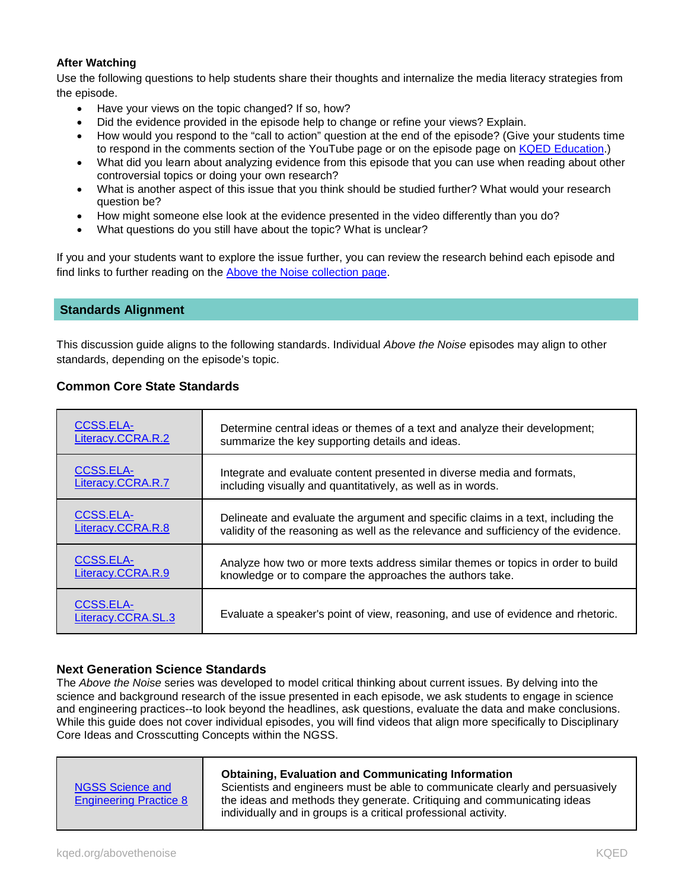### After Watching

Use the following questions to help students share their thoughts and internalize the media literacy strategies from the episode.

- Have your views on the topic changed? If so, how?
- Did the evidence provided in the episode help to change or refine your views? Explain.
- How would you respond to the "call to action" question at the end of the episode? (Give your students time to respond in the comments section of the YouTube page or on the episode page on KQED Education.)
- What did you learn about analyzing evidence from this episode that you can use when reading about other controversial topics or doing your own research?
- What is another aspect of this issue that you think should be studied further? What would your research question be?
- How might someone else look at the evidence presented in the video differently than you do?
- What questions do you still have about the topic? What is unclear?

If you and your students want to explore the issue further, you can review the research behind each episode and find links to further reading on the Above the Noise collection page.

## Standards Alignment

This discussion guide aligns to the following standards. Individual *Above the Noise* episodes may align to other standards, depending on the episode's topic.

### Common Core State Standards

| Standard | Description |
|---|---|
| CCSS.ELA-Literacy.CCRA.R.2 | Determine central ideas or themes of a text and analyze their development; summarize the key supporting details and ideas. |
| CCSS.ELA-Literacy.CCRA.R.7 | Integrate and evaluate content presented in diverse media and formats, including visually and quantitatively, as well as in words. |
| CCSS.ELA-Literacy.CCRA.R.8 | Delineate and evaluate the argument and specific claims in a text, including the validity of the reasoning as well as the relevance and sufficiency of the evidence. |
| CCSS.ELA-Literacy.CCRA.R.9 | Analyze how two or more texts address similar themes or topics in order to build knowledge or to compare the approaches the authors take. |
| CCSS.ELA-Literacy.CCRA.SL.3 | Evaluate a speaker's point of view, reasoning, and use of evidence and rhetoric. |

### Next Generation Science Standards

The *Above the Noise* series was developed to model critical thinking about current issues. By delving into the science and background research of the issue presented in each episode, we ask students to engage in science and engineering practices--to look beyond the headlines, ask questions, evaluate the data and make conclusions. While this guide does not cover individual episodes, you will find videos that align more specifically to Disciplinary Core Ideas and Crosscutting Concepts within the NGSS.

| Standard | Description |
|---|---|
| NGSS Science and Engineering Practice 8 | **Obtaining, Evaluation and Communicating Information** Scientists and engineers must be able to communicate clearly and persuasively the ideas and methods they generate. Critiquing and communicating ideas individually and in groups is a critical professional activity. |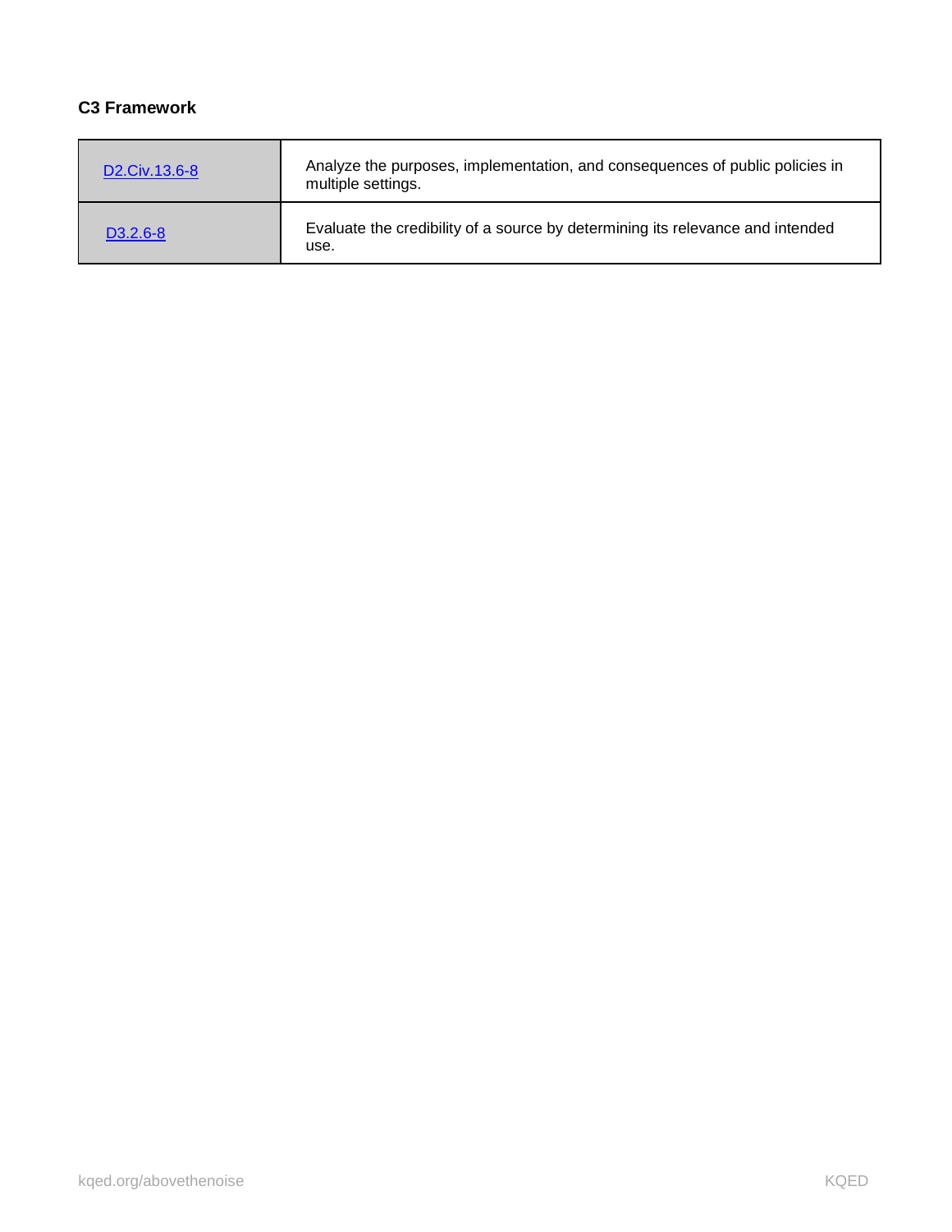**C3 Framework**

| | |
|---|---|
| D2.Civ.13.6-8 | Analyze the purposes, implementation, and consequences of public policies in multiple settings. |
| D3.2.6-8 | Evaluate the credibility of a source by determining its relevance and intended use. |